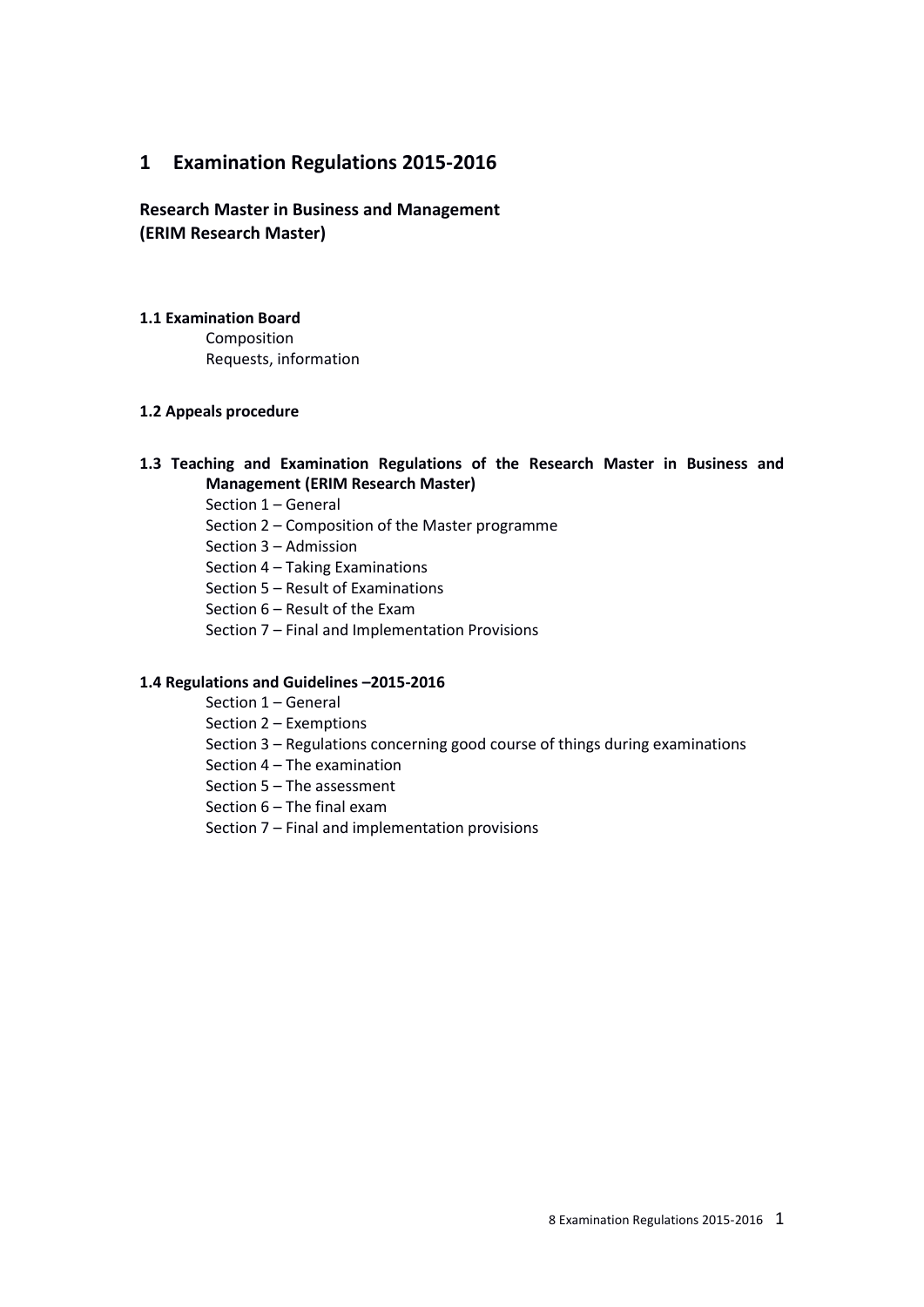# 1 Examination Regulations 2015-2016

**Research Master in Business and Management**
**(ERIM Research Master)**

**1.1 Examination Board**

Composition
Requests, information

**1.2 Appeals procedure**

**1.3 Teaching and Examination Regulations of the Research Master in Business and Management (ERIM Research Master)**

Section 1 – General
Section 2 – Composition of the Master programme
Section 3 – Admission
Section 4 – Taking Examinations
Section 5 – Result of Examinations
Section 6 – Result of the Exam
Section 7 – Final and Implementation Provisions

**1.4 Regulations and Guidelines –2015-2016**

Section 1 – General
Section 2 – Exemptions
Section 3 – Regulations concerning good course of things during examinations
Section 4 – The examination
Section 5 – The assessment
Section 6 – The final exam
Section 7 – Final and implementation provisions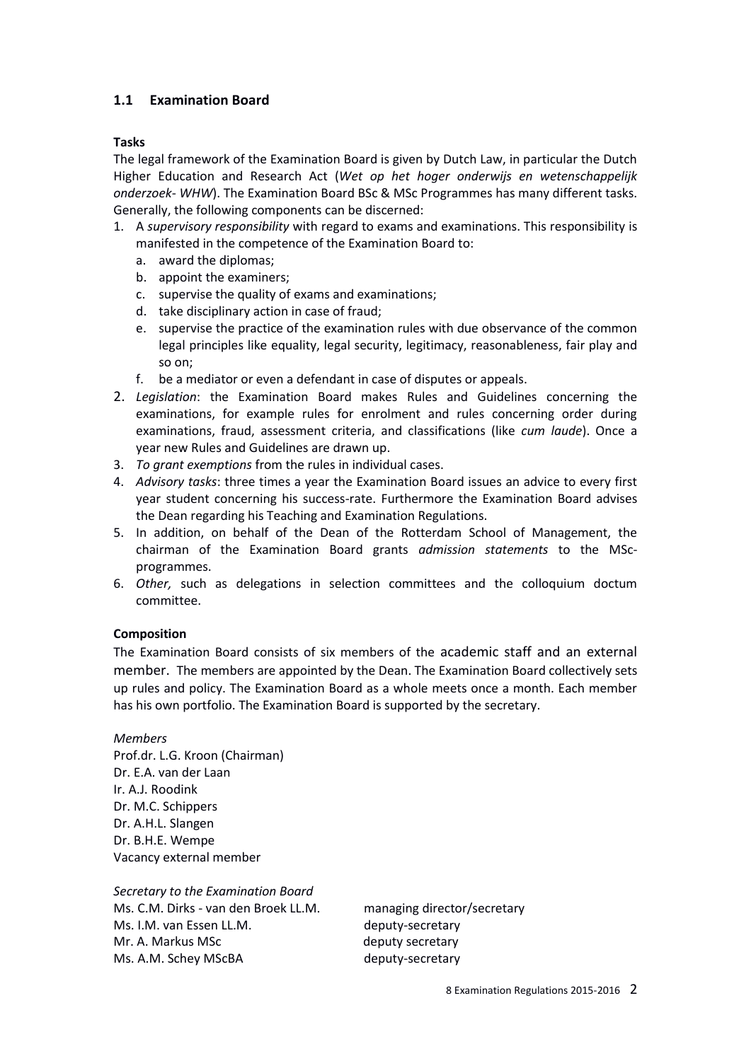## 1.1 Examination Board

**Tasks**

The legal framework of the Examination Board is given by Dutch Law, in particular the Dutch Higher Education and Research Act (*Wet op het hoger onderwijs en wetenschappelijk onderzoek- WHW*). The Examination Board BSc & MSc Programmes has many different tasks. Generally, the following components can be discerned:

1. A *supervisory responsibility* with regard to exams and examinations. This responsibility is manifested in the competence of the Examination Board to:
   a. award the diplomas;
   b. appoint the examiners;
   c. supervise the quality of exams and examinations;
   d. take disciplinary action in case of fraud;
   e. supervise the practice of the examination rules with due observance of the common legal principles like equality, legal security, legitimacy, reasonableness, fair play and so on;
   f. be a mediator or even a defendant in case of disputes or appeals.
2. *Legislation*: the Examination Board makes Rules and Guidelines concerning the examinations, for example rules for enrolment and rules concerning order during examinations, fraud, assessment criteria, and classifications (like *cum laude*). Once a year new Rules and Guidelines are drawn up.
3. *To grant exemptions* from the rules in individual cases.
4. *Advisory tasks*: three times a year the Examination Board issues an advice to every first year student concerning his success-rate. Furthermore the Examination Board advises the Dean regarding his Teaching and Examination Regulations.
5. In addition, on behalf of the Dean of the Rotterdam School of Management, the chairman of the Examination Board grants *admission statements* to the MSc-programmes.
6. *Other,* such as delegations in selection committees and the colloquium doctum committee.

**Composition**

The Examination Board consists of six members of the academic staff and an external member. The members are appointed by the Dean. The Examination Board collectively sets up rules and policy. The Examination Board as a whole meets once a month. Each member has his own portfolio. The Examination Board is supported by the secretary.

*Members*

Prof.dr. L.G. Kroon (Chairman)
Dr. E.A. van der Laan
Ir. A.J. Roodink
Dr. M.C. Schippers
Dr. A.H.L. Slangen
Dr. B.H.E. Wempe
Vacancy external member

*Secretary to the Examination Board*

| | |
|---|---|
| Ms. C.M. Dirks - van den Broek LL.M. | managing director/secretary |
| Ms. I.M. van Essen LL.M. | deputy-secretary |
| Mr. A. Markus MSc | deputy secretary |
| Ms. A.M. Schey MScBA | deputy-secretary |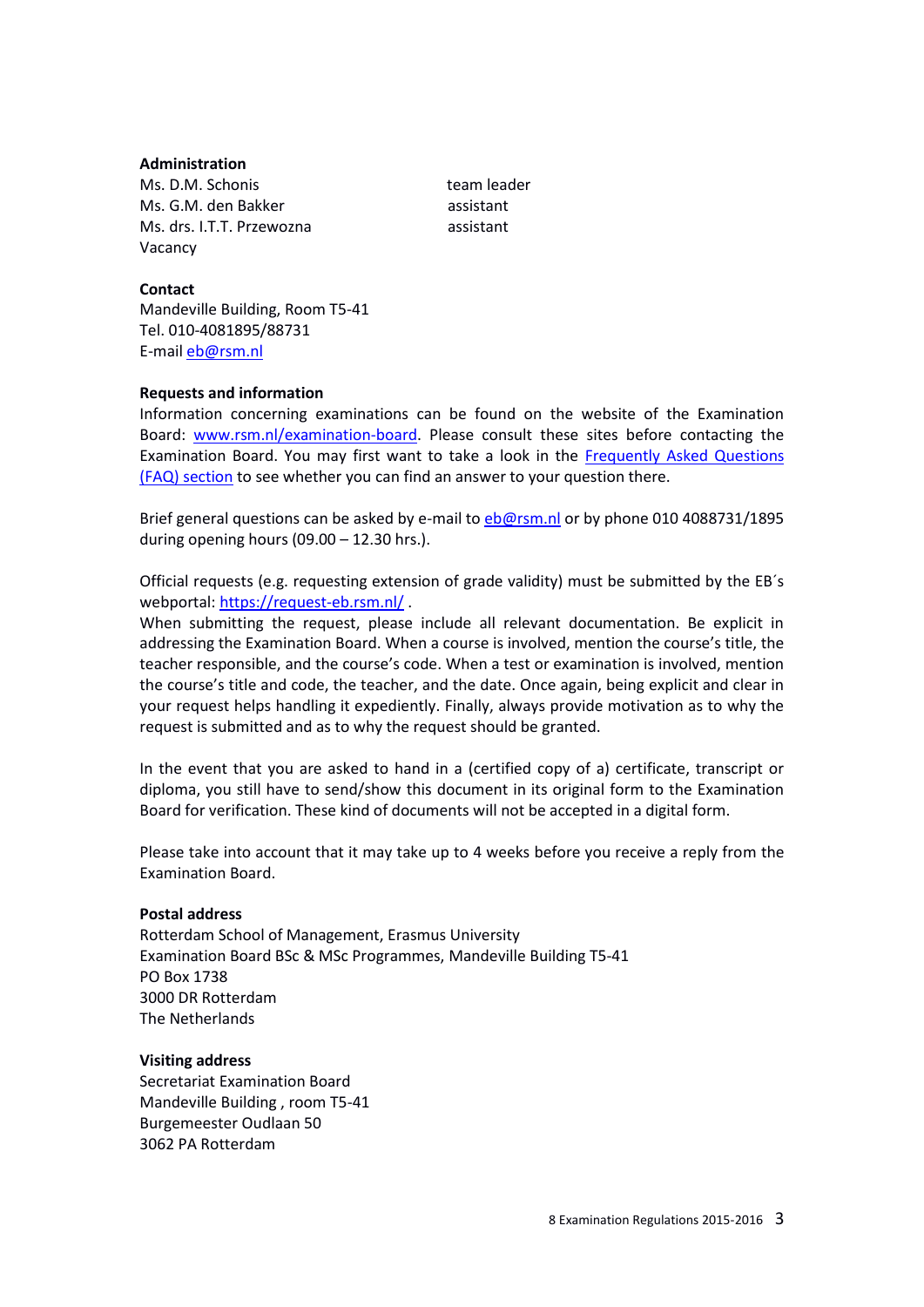**Administration**

| | |
|---|---|
| Ms. D.M. Schonis | team leader |
| Ms. G.M. den Bakker | assistant |
| Ms. drs. I.T.T. Przewozna | assistant |
| Vacancy | |

**Contact**
Mandeville Building, Room T5-41
Tel. 010-4081895/88731
E-mail eb@rsm.nl

**Requests and information**
Information concerning examinations can be found on the website of the Examination Board: www.rsm.nl/examination-board. Please consult these sites before contacting the Examination Board. You may first want to take a look in the Frequently Asked Questions (FAQ) section to see whether you can find an answer to your question there.

Brief general questions can be asked by e-mail to eb@rsm.nl or by phone 010 4088731/1895 during opening hours (09.00 – 12.30 hrs.).

Official requests (e.g. requesting extension of grade validity) must be submitted by the EB´s webportal: https://request-eb.rsm.nl/ .
When submitting the request, please include all relevant documentation. Be explicit in addressing the Examination Board. When a course is involved, mention the course's title, the teacher responsible, and the course's code. When a test or examination is involved, mention the course's title and code, the teacher, and the date. Once again, being explicit and clear in your request helps handling it expediently. Finally, always provide motivation as to why the request is submitted and as to why the request should be granted.

In the event that you are asked to hand in a (certified copy of a) certificate, transcript or diploma, you still have to send/show this document in its original form to the Examination Board for verification. These kind of documents will not be accepted in a digital form.

Please take into account that it may take up to 4 weeks before you receive a reply from the Examination Board.

**Postal address**
Rotterdam School of Management, Erasmus University
Examination Board BSc & MSc Programmes, Mandeville Building T5-41
PO Box 1738
3000 DR Rotterdam
The Netherlands

**Visiting address**
Secretariat Examination Board
Mandeville Building , room T5-41
Burgemeester Oudlaan 50
3062 PA Rotterdam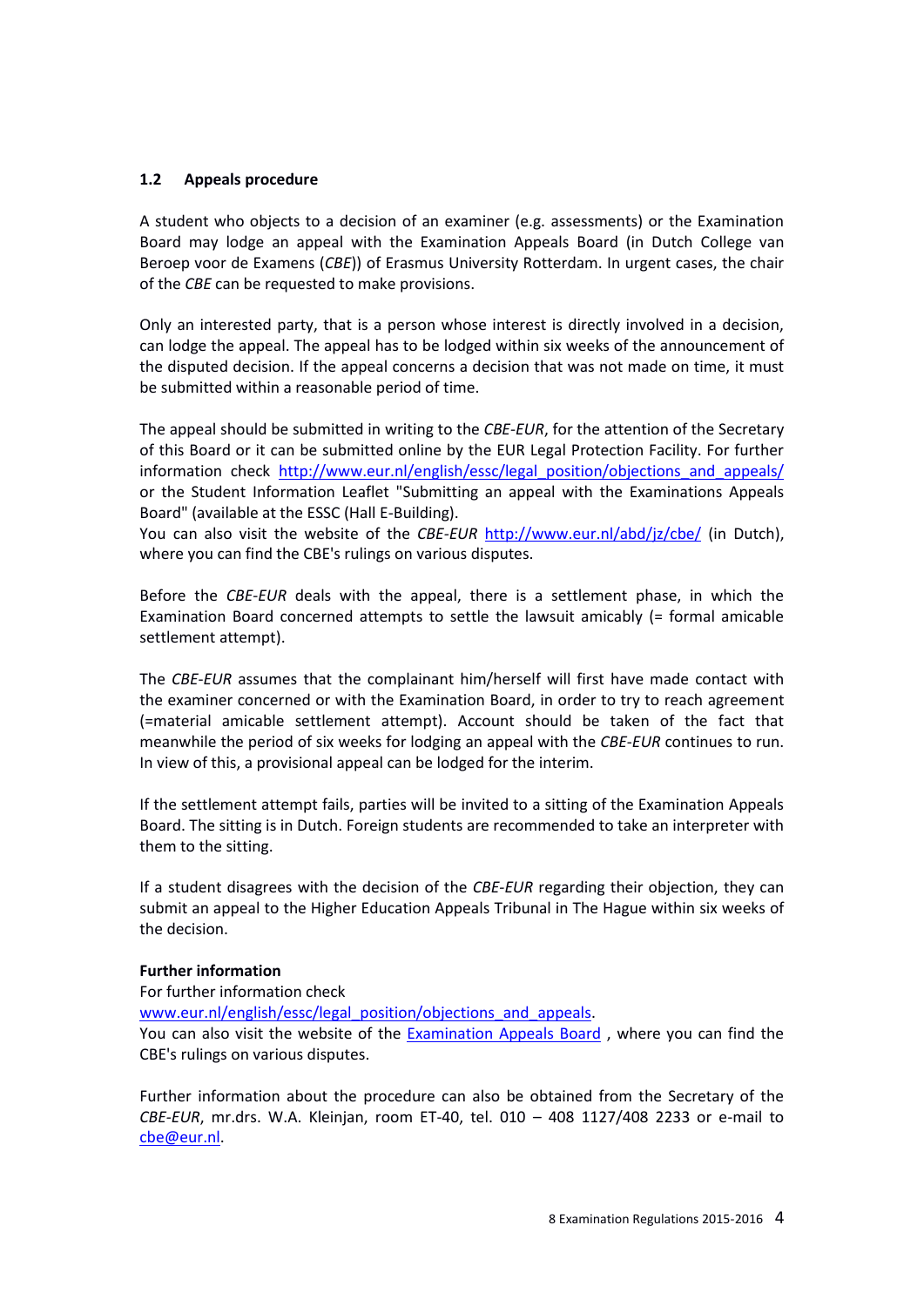## 1.2 Appeals procedure

A student who objects to a decision of an examiner (e.g. assessments) or the Examination Board may lodge an appeal with the Examination Appeals Board (in Dutch College van Beroep voor de Examens (*CBE*)) of Erasmus University Rotterdam. In urgent cases, the chair of the *CBE* can be requested to make provisions.

Only an interested party, that is a person whose interest is directly involved in a decision, can lodge the appeal. The appeal has to be lodged within six weeks of the announcement of the disputed decision. If the appeal concerns a decision that was not made on time, it must be submitted within a reasonable period of time.

The appeal should be submitted in writing to the *CBE-EUR*, for the attention of the Secretary of this Board or it can be submitted online by the EUR Legal Protection Facility. For further information check http://www.eur.nl/english/essc/legal_position/objections_and_appeals/ or the Student Information Leaflet "Submitting an appeal with the Examinations Appeals Board" (available at the ESSC (Hall E-Building).
You can also visit the website of the *CBE-EUR* http://www.eur.nl/abd/jz/cbe/ (in Dutch), where you can find the CBE's rulings on various disputes.

Before the *CBE-EUR* deals with the appeal, there is a settlement phase, in which the Examination Board concerned attempts to settle the lawsuit amicably (= formal amicable settlement attempt).

The *CBE-EUR* assumes that the complainant him/herself will first have made contact with the examiner concerned or with the Examination Board, in order to try to reach agreement (=material amicable settlement attempt). Account should be taken of the fact that meanwhile the period of six weeks for lodging an appeal with the *CBE-EUR* continues to run. In view of this, a provisional appeal can be lodged for the interim.

If the settlement attempt fails, parties will be invited to a sitting of the Examination Appeals Board. The sitting is in Dutch. Foreign students are recommended to take an interpreter with them to the sitting.

If a student disagrees with the decision of the *CBE-EUR* regarding their objection, they can submit an appeal to the Higher Education Appeals Tribunal in The Hague within six weeks of the decision.

**Further information**

For further information check
www.eur.nl/english/essc/legal_position/objections_and_appeals.
You can also visit the website of the Examination Appeals Board , where you can find the CBE's rulings on various disputes.

Further information about the procedure can also be obtained from the Secretary of the *CBE-EUR*, mr.drs. W.A. Kleinjan, room ET-40, tel. 010 – 408 1127/408 2233 or e-mail to cbe@eur.nl.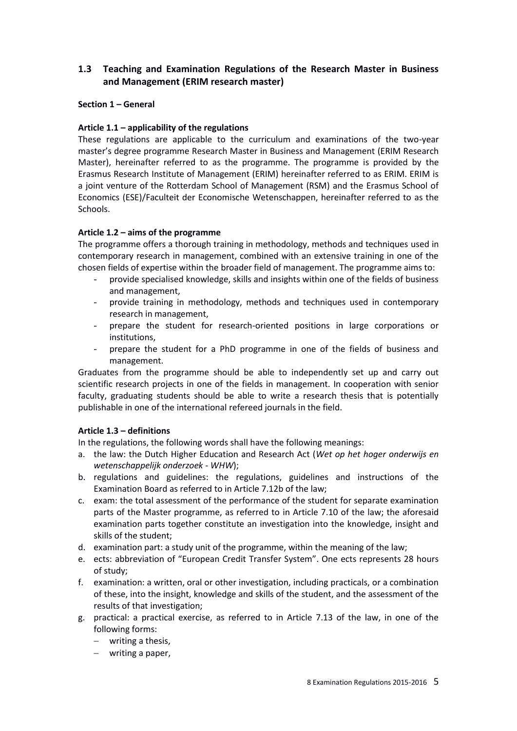## 1.3 Teaching and Examination Regulations of the Research Master in Business and Management (ERIM research master)

**Section 1 – General**

**Article 1.1 – applicability of the regulations**

These regulations are applicable to the curriculum and examinations of the two-year master's degree programme Research Master in Business and Management (ERIM Research Master), hereinafter referred to as the programme. The programme is provided by the Erasmus Research Institute of Management (ERIM) hereinafter referred to as ERIM. ERIM is a joint venture of the Rotterdam School of Management (RSM) and the Erasmus School of Economics (ESE)/Faculteit der Economische Wetenschappen, hereinafter referred to as the Schools.

**Article 1.2 – aims of the programme**

The programme offers a thorough training in methodology, methods and techniques used in contemporary research in management, combined with an extensive training in one of the chosen fields of expertise within the broader field of management. The programme aims to:

- provide specialised knowledge, skills and insights within one of the fields of business and management,
- provide training in methodology, methods and techniques used in contemporary research in management,
- prepare the student for research-oriented positions in large corporations or institutions,
- prepare the student for a PhD programme in one of the fields of business and management.

Graduates from the programme should be able to independently set up and carry out scientific research projects in one of the fields in management. In cooperation with senior faculty, graduating students should be able to write a research thesis that is potentially publishable in one of the international refereed journals in the field.

**Article 1.3 – definitions**

In the regulations, the following words shall have the following meanings:

a. the law: the Dutch Higher Education and Research Act (*Wet op het hoger onderwijs en wetenschappelijk onderzoek - WHW*);
b. regulations and guidelines: the regulations, guidelines and instructions of the Examination Board as referred to in Article 7.12b of the law;
c. exam: the total assessment of the performance of the student for separate examination parts of the Master programme, as referred to in Article 7.10 of the law; the aforesaid examination parts together constitute an investigation into the knowledge, insight and skills of the student;
d. examination part: a study unit of the programme, within the meaning of the law;
e. ects: abbreviation of "European Credit Transfer System". One ects represents 28 hours of study;
f. examination: a written, oral or other investigation, including practicals, or a combination of these, into the insight, knowledge and skills of the student, and the assessment of the results of that investigation;
g. practical: a practical exercise, as referred to in Article 7.13 of the law, in one of the following forms:
   - writing a thesis,
   - writing a paper,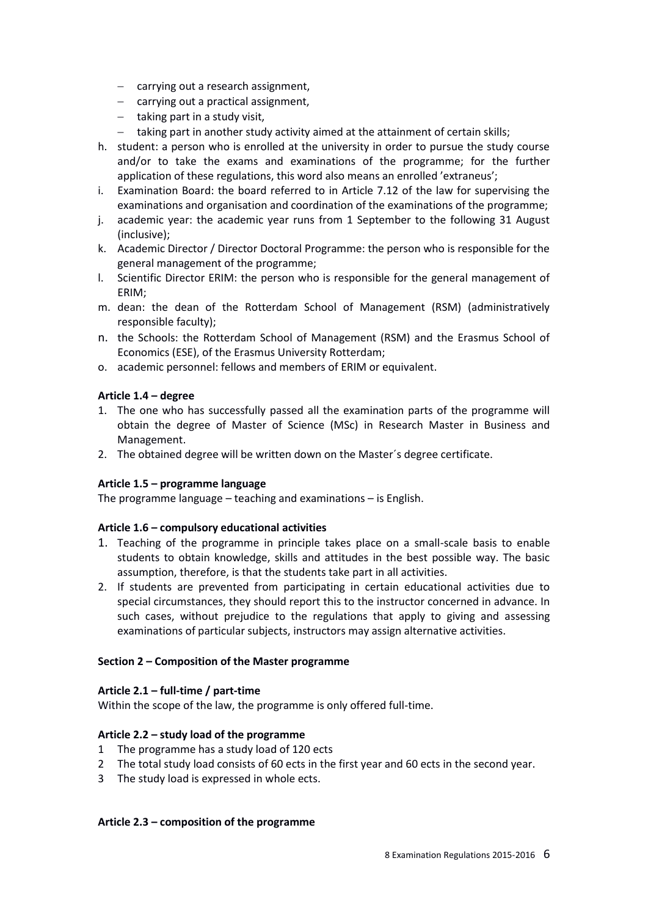- carrying out a research assignment,
- carrying out a practical assignment,
- taking part in a study visit,
- taking part in another study activity aimed at the attainment of certain skills;

h. student: a person who is enrolled at the university in order to pursue the study course and/or to take the exams and examinations of the programme; for the further application of these regulations, this word also means an enrolled 'extraneus';

i. Examination Board: the board referred to in Article 7.12 of the law for supervising the examinations and organisation and coordination of the examinations of the programme;

j. academic year: the academic year runs from 1 September to the following 31 August (inclusive);

k. Academic Director / Director Doctoral Programme: the person who is responsible for the general management of the programme;

l. Scientific Director ERIM: the person who is responsible for the general management of ERIM;

m. dean: the dean of the Rotterdam School of Management (RSM) (administratively responsible faculty);

n. the Schools: the Rotterdam School of Management (RSM) and the Erasmus School of Economics (ESE), of the Erasmus University Rotterdam;

o. academic personnel: fellows and members of ERIM or equivalent.

**Article 1.4 – degree**

1. The one who has successfully passed all the examination parts of the programme will obtain the degree of Master of Science (MSc) in Research Master in Business and Management.
2. The obtained degree will be written down on the Master´s degree certificate.

**Article 1.5 – programme language**

The programme language – teaching and examinations – is English.

**Article 1.6 – compulsory educational activities**

1. Teaching of the programme in principle takes place on a small-scale basis to enable students to obtain knowledge, skills and attitudes in the best possible way. The basic assumption, therefore, is that the students take part in all activities.
2. If students are prevented from participating in certain educational activities due to special circumstances, they should report this to the instructor concerned in advance. In such cases, without prejudice to the regulations that apply to giving and assessing examinations of particular subjects, instructors may assign alternative activities.

**Section 2 – Composition of the Master programme**

**Article 2.1 – full-time / part-time**

Within the scope of the law, the programme is only offered full-time.

**Article 2.2 – study load of the programme**

1 The programme has a study load of 120 ects

2 The total study load consists of 60 ects in the first year and 60 ects in the second year.

3 The study load is expressed in whole ects.

**Article 2.3 – composition of the programme**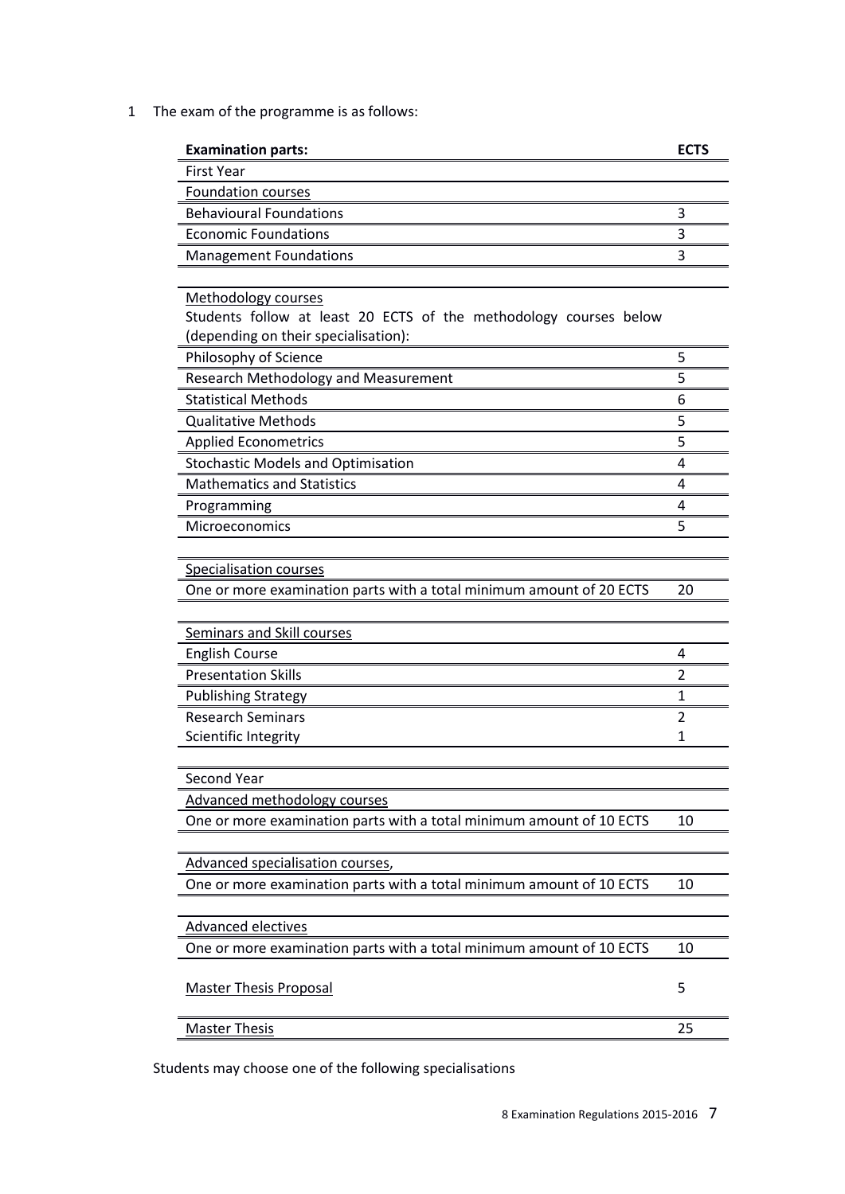1 The exam of the programme is as follows:

| **Examination parts:** | **ECTS** |
| --- | --- |
| First Year | |
| Foundation courses | |
| Behavioural Foundations | 3 |
| Economic Foundations | 3 |
| Management Foundations | 3 |
| | |
| Methodology courses<br>Students follow at least 20 ECTS of the methodology courses below (depending on their specialisation): | |
| Philosophy of Science | 5 |
| Research Methodology and Measurement | 5 |
| Statistical Methods | 6 |
| Qualitative Methods | 5 |
| Applied Econometrics | 5 |
| Stochastic Models and Optimisation | 4 |
| Mathematics and Statistics | 4 |
| Programming | 4 |
| Microeconomics | 5 |
| | |
| Specialisation courses | |
| One or more examination parts with a total minimum amount of 20 ECTS | 20 |
| | |
| Seminars and Skill courses | |
| English Course | 4 |
| Presentation Skills | 2 |
| Publishing Strategy | 1 |
| Research Seminars | 2 |
| Scientific Integrity | 1 |
| | |
| Second Year | |
| Advanced methodology courses | |
| One or more examination parts with a total minimum amount of 10 ECTS | 10 |
| | |
| Advanced specialisation courses, | |
| One or more examination parts with a total minimum amount of 10 ECTS | 10 |
| | |
| Advanced electives | |
| One or more examination parts with a total minimum amount of 10 ECTS | 10 |
| | |
| Master Thesis Proposal | 5 |
| | |
| Master Thesis | 25 |

Students may choose one of the following specialisations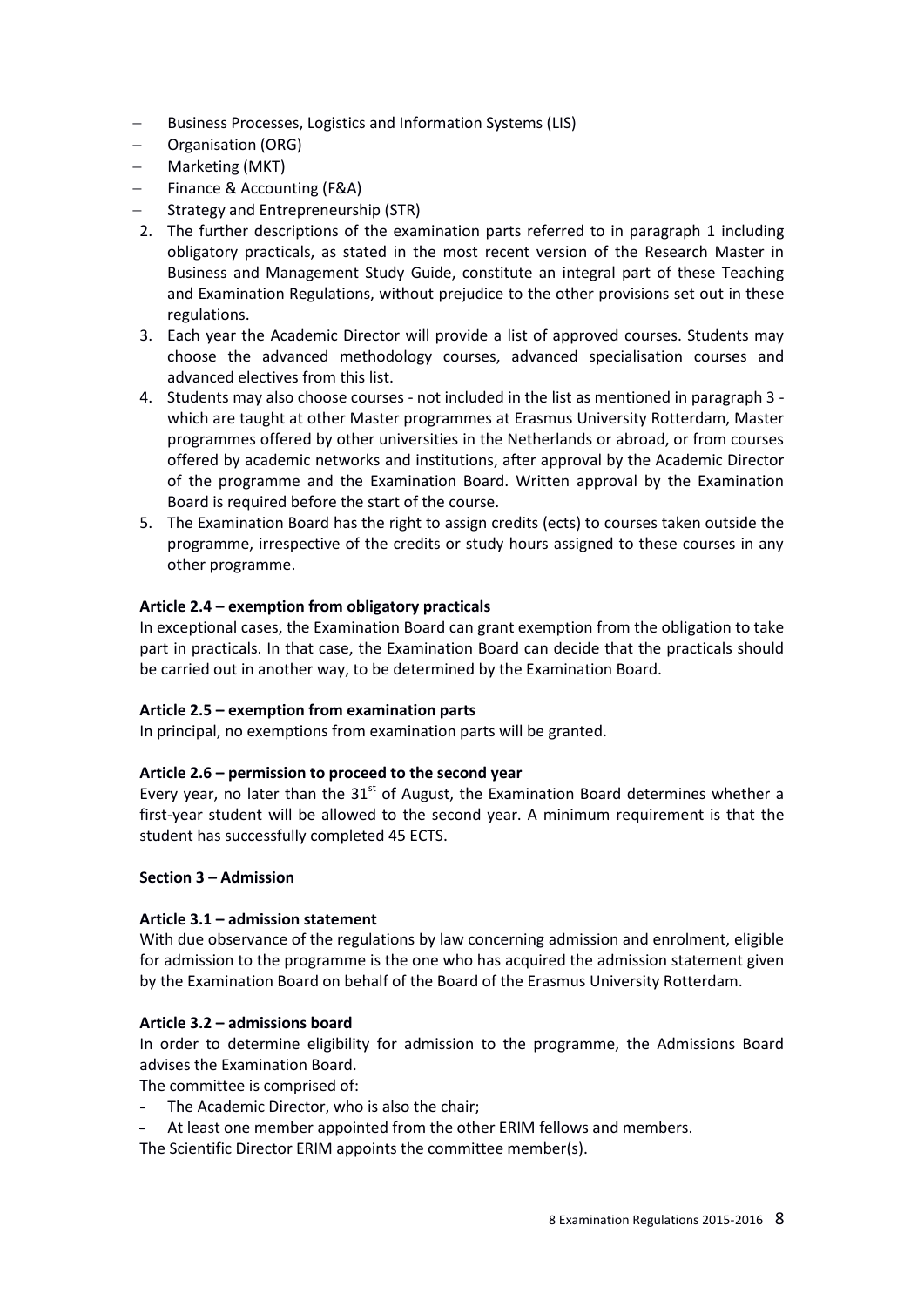- Business Processes, Logistics and Information Systems (LIS)
- Organisation (ORG)
- Marketing (MKT)
- Finance & Accounting (F&A)
- Strategy and Entrepreneurship (STR)

2. The further descriptions of the examination parts referred to in paragraph 1 including obligatory practicals, as stated in the most recent version of the Research Master in Business and Management Study Guide, constitute an integral part of these Teaching and Examination Regulations, without prejudice to the other provisions set out in these regulations.
3. Each year the Academic Director will provide a list of approved courses. Students may choose the advanced methodology courses, advanced specialisation courses and advanced electives from this list.
4. Students may also choose courses - not included in the list as mentioned in paragraph 3 - which are taught at other Master programmes at Erasmus University Rotterdam, Master programmes offered by other universities in the Netherlands or abroad, or from courses offered by academic networks and institutions, after approval by the Academic Director of the programme and the Examination Board. Written approval by the Examination Board is required before the start of the course.
5. The Examination Board has the right to assign credits (ects) to courses taken outside the programme, irrespective of the credits or study hours assigned to these courses in any other programme.

**Article 2.4 – exemption from obligatory practicals**

In exceptional cases, the Examination Board can grant exemption from the obligation to take part in practicals. In that case, the Examination Board can decide that the practicals should be carried out in another way, to be determined by the Examination Board.

**Article 2.5 – exemption from examination parts**

In principal, no exemptions from examination parts will be granted.

**Article 2.6 – permission to proceed to the second year**

Every year, no later than the 31st of August, the Examination Board determines whether a first-year student will be allowed to the second year. A minimum requirement is that the student has successfully completed 45 ECTS.

**Section 3 – Admission**

**Article 3.1 – admission statement**

With due observance of the regulations by law concerning admission and enrolment, eligible for admission to the programme is the one who has acquired the admission statement given by the Examination Board on behalf of the Board of the Erasmus University Rotterdam.

**Article 3.2 – admissions board**

In order to determine eligibility for admission to the programme, the Admissions Board advises the Examination Board.

The committee is comprised of:

- The Academic Director, who is also the chair;
- At least one member appointed from the other ERIM fellows and members.

The Scientific Director ERIM appoints the committee member(s).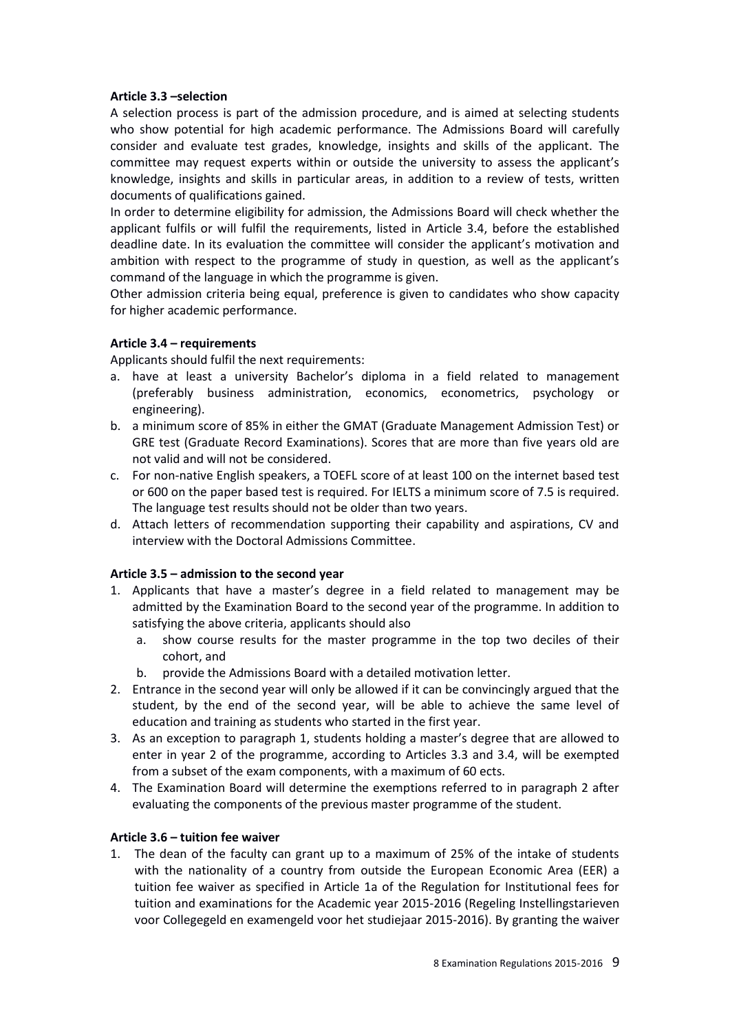**Article 3.3 –selection**

A selection process is part of the admission procedure, and is aimed at selecting students who show potential for high academic performance. The Admissions Board will carefully consider and evaluate test grades, knowledge, insights and skills of the applicant. The committee may request experts within or outside the university to assess the applicant's knowledge, insights and skills in particular areas, in addition to a review of tests, written documents of qualifications gained.

In order to determine eligibility for admission, the Admissions Board will check whether the applicant fulfils or will fulfil the requirements, listed in Article 3.4, before the established deadline date. In its evaluation the committee will consider the applicant's motivation and ambition with respect to the programme of study in question, as well as the applicant's command of the language in which the programme is given.

Other admission criteria being equal, preference is given to candidates who show capacity for higher academic performance.

**Article 3.4 – requirements**

Applicants should fulfil the next requirements:

a. have at least a university Bachelor's diploma in a field related to management (preferably business administration, economics, econometrics, psychology or engineering).
b. a minimum score of 85% in either the GMAT (Graduate Management Admission Test) or GRE test (Graduate Record Examinations). Scores that are more than five years old are not valid and will not be considered.
c. For non-native English speakers, a TOEFL score of at least 100 on the internet based test or 600 on the paper based test is required. For IELTS a minimum score of 7.5 is required. The language test results should not be older than two years.
d. Attach letters of recommendation supporting their capability and aspirations, CV and interview with the Doctoral Admissions Committee.

**Article 3.5 – admission to the second year**

1. Applicants that have a master's degree in a field related to management may be admitted by the Examination Board to the second year of the programme. In addition to satisfying the above criteria, applicants should also
   a. show course results for the master programme in the top two deciles of their cohort, and
   b. provide the Admissions Board with a detailed motivation letter.
2. Entrance in the second year will only be allowed if it can be convincingly argued that the student, by the end of the second year, will be able to achieve the same level of education and training as students who started in the first year.
3. As an exception to paragraph 1, students holding a master's degree that are allowed to enter in year 2 of the programme, according to Articles 3.3 and 3.4, will be exempted from a subset of the exam components, with a maximum of 60 ects.
4. The Examination Board will determine the exemptions referred to in paragraph 2 after evaluating the components of the previous master programme of the student.

**Article 3.6 – tuition fee waiver**

1. The dean of the faculty can grant up to a maximum of 25% of the intake of students with the nationality of a country from outside the European Economic Area (EER) a tuition fee waiver as specified in Article 1a of the Regulation for Institutional fees for tuition and examinations for the Academic year 2015-2016 (Regeling Instellingstarieven voor Collegegeld en examengeld voor het studiejaar 2015-2016). By granting the waiver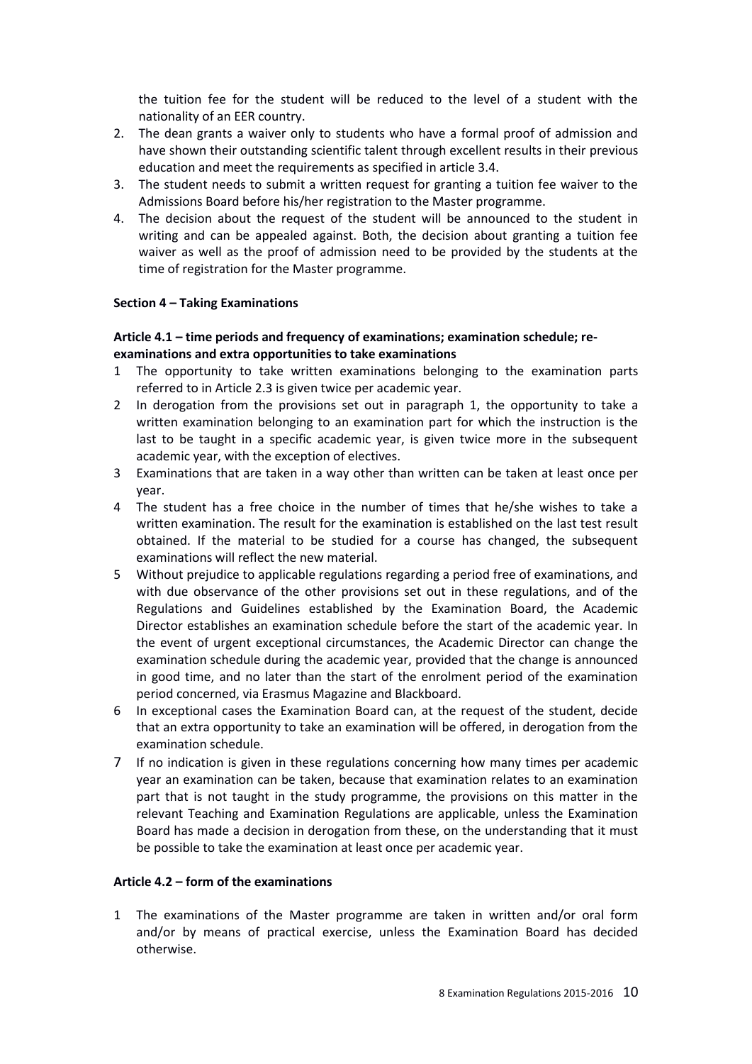the tuition fee for the student will be reduced to the level of a student with the nationality of an EER country.

2. The dean grants a waiver only to students who have a formal proof of admission and have shown their outstanding scientific talent through excellent results in their previous education and meet the requirements as specified in article 3.4.
3. The student needs to submit a written request for granting a tuition fee waiver to the Admissions Board before his/her registration to the Master programme.
4. The decision about the request of the student will be announced to the student in writing and can be appealed against. Both, the decision about granting a tuition fee waiver as well as the proof of admission need to be provided by the students at the time of registration for the Master programme.

**Section 4 – Taking Examinations**

**Article 4.1 – time periods and frequency of examinations; examination schedule; re-examinations and extra opportunities to take examinations**

1 The opportunity to take written examinations belonging to the examination parts referred to in Article 2.3 is given twice per academic year.

2 In derogation from the provisions set out in paragraph 1, the opportunity to take a written examination belonging to an examination part for which the instruction is the last to be taught in a specific academic year, is given twice more in the subsequent academic year, with the exception of electives.

3 Examinations that are taken in a way other than written can be taken at least once per year.

4 The student has a free choice in the number of times that he/she wishes to take a written examination. The result for the examination is established on the last test result obtained. If the material to be studied for a course has changed, the subsequent examinations will reflect the new material.

5 Without prejudice to applicable regulations regarding a period free of examinations, and with due observance of the other provisions set out in these regulations, and of the Regulations and Guidelines established by the Examination Board, the Academic Director establishes an examination schedule before the start of the academic year. In the event of urgent exceptional circumstances, the Academic Director can change the examination schedule during the academic year, provided that the change is announced in good time, and no later than the start of the enrolment period of the examination period concerned, via Erasmus Magazine and Blackboard.

6 In exceptional cases the Examination Board can, at the request of the student, decide that an extra opportunity to take an examination will be offered, in derogation from the examination schedule.

7 If no indication is given in these regulations concerning how many times per academic year an examination can be taken, because that examination relates to an examination part that is not taught in the study programme, the provisions on this matter in the relevant Teaching and Examination Regulations are applicable, unless the Examination Board has made a decision in derogation from these, on the understanding that it must be possible to take the examination at least once per academic year.

**Article 4.2 – form of the examinations**

1 The examinations of the Master programme are taken in written and/or oral form and/or by means of practical exercise, unless the Examination Board has decided otherwise.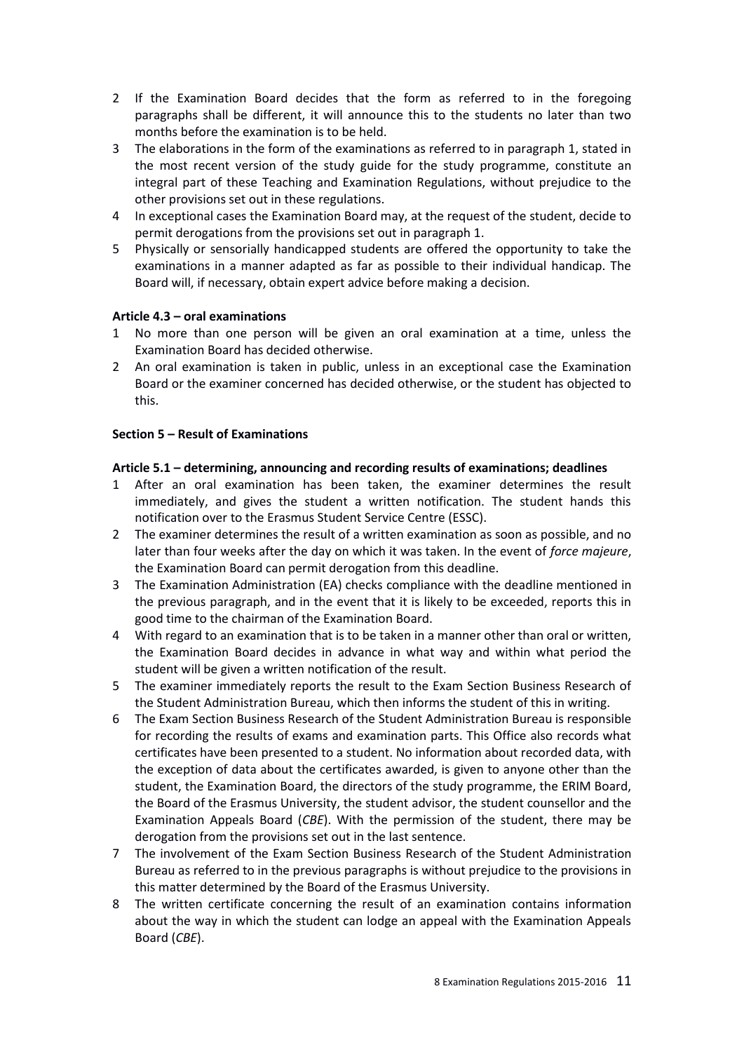2 If the Examination Board decides that the form as referred to in the foregoing paragraphs shall be different, it will announce this to the students no later than two months before the examination is to be held.
3 The elaborations in the form of the examinations as referred to in paragraph 1, stated in the most recent version of the study guide for the study programme, constitute an integral part of these Teaching and Examination Regulations, without prejudice to the other provisions set out in these regulations.
4 In exceptional cases the Examination Board may, at the request of the student, decide to permit derogations from the provisions set out in paragraph 1.
5 Physically or sensorially handicapped students are offered the opportunity to take the examinations in a manner adapted as far as possible to their individual handicap. The Board will, if necessary, obtain expert advice before making a decision.

**Article 4.3 – oral examinations**

1 No more than one person will be given an oral examination at a time, unless the Examination Board has decided otherwise.
2 An oral examination is taken in public, unless in an exceptional case the Examination Board or the examiner concerned has decided otherwise, or the student has objected to this.

**Section 5 – Result of Examinations**

**Article 5.1 – determining, announcing and recording results of examinations; deadlines**

1 After an oral examination has been taken, the examiner determines the result immediately, and gives the student a written notification. The student hands this notification over to the Erasmus Student Service Centre (ESSC).
2 The examiner determines the result of a written examination as soon as possible, and no later than four weeks after the day on which it was taken. In the event of *force majeure*, the Examination Board can permit derogation from this deadline.
3 The Examination Administration (EA) checks compliance with the deadline mentioned in the previous paragraph, and in the event that it is likely to be exceeded, reports this in good time to the chairman of the Examination Board.
4 With regard to an examination that is to be taken in a manner other than oral or written, the Examination Board decides in advance in what way and within what period the student will be given a written notification of the result.
5 The examiner immediately reports the result to the Exam Section Business Research of the Student Administration Bureau, which then informs the student of this in writing.
6 The Exam Section Business Research of the Student Administration Bureau is responsible for recording the results of exams and examination parts. This Office also records what certificates have been presented to a student. No information about recorded data, with the exception of data about the certificates awarded, is given to anyone other than the student, the Examination Board, the directors of the study programme, the ERIM Board, the Board of the Erasmus University, the student advisor, the student counsellor and the Examination Appeals Board (*CBE*). With the permission of the student, there may be derogation from the provisions set out in the last sentence.
7 The involvement of the Exam Section Business Research of the Student Administration Bureau as referred to in the previous paragraphs is without prejudice to the provisions in this matter determined by the Board of the Erasmus University.
8 The written certificate concerning the result of an examination contains information about the way in which the student can lodge an appeal with the Examination Appeals Board (*CBE*).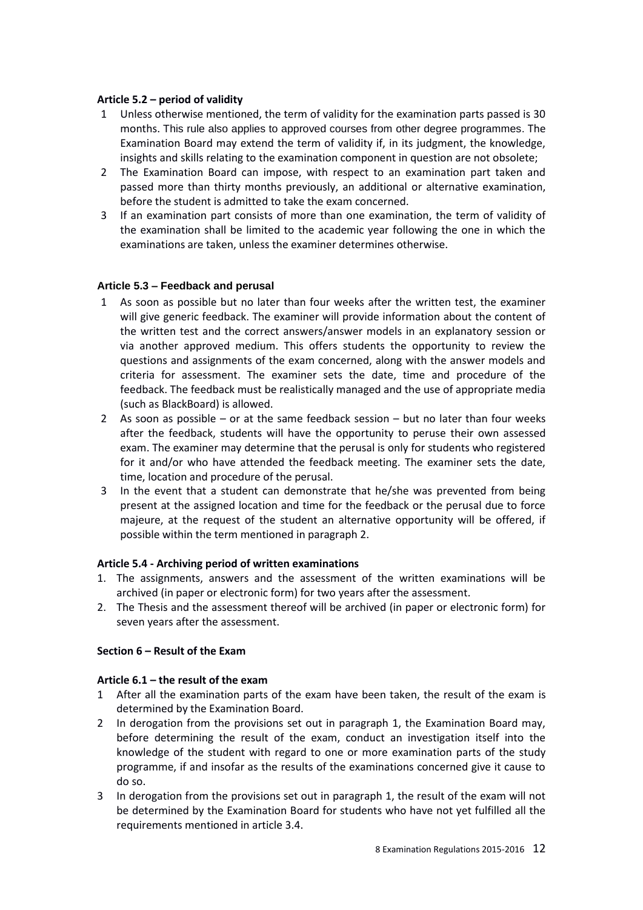**Article 5.2 – period of validity**

1. Unless otherwise mentioned, the term of validity for the examination parts passed is 30 months. This rule also applies to approved courses from other degree programmes. The Examination Board may extend the term of validity if, in its judgment, the knowledge, insights and skills relating to the examination component in question are not obsolete;
2. The Examination Board can impose, with respect to an examination part taken and passed more than thirty months previously, an additional or alternative examination, before the student is admitted to take the exam concerned.
3. If an examination part consists of more than one examination, the term of validity of the examination shall be limited to the academic year following the one in which the examinations are taken, unless the examiner determines otherwise.

**Article 5.3 – Feedback and perusal**

1. As soon as possible but no later than four weeks after the written test, the examiner will give generic feedback. The examiner will provide information about the content of the written test and the correct answers/answer models in an explanatory session or via another approved medium. This offers students the opportunity to review the questions and assignments of the exam concerned, along with the answer models and criteria for assessment. The examiner sets the date, time and procedure of the feedback. The feedback must be realistically managed and the use of appropriate media (such as BlackBoard) is allowed.
2. As soon as possible – or at the same feedback session – but no later than four weeks after the feedback, students will have the opportunity to peruse their own assessed exam. The examiner may determine that the perusal is only for students who registered for it and/or who have attended the feedback meeting. The examiner sets the date, time, location and procedure of the perusal.
3. In the event that a student can demonstrate that he/she was prevented from being present at the assigned location and time for the feedback or the perusal due to force majeure, at the request of the student an alternative opportunity will be offered, if possible within the term mentioned in paragraph 2.

**Article 5.4 - Archiving period of written examinations**

1. The assignments, answers and the assessment of the written examinations will be archived (in paper or electronic form) for two years after the assessment.
2. The Thesis and the assessment thereof will be archived (in paper or electronic form) for seven years after the assessment.

**Section 6 – Result of the Exam**

**Article 6.1 – the result of the exam**

1. After all the examination parts of the exam have been taken, the result of the exam is determined by the Examination Board.
2. In derogation from the provisions set out in paragraph 1, the Examination Board may, before determining the result of the exam, conduct an investigation itself into the knowledge of the student with regard to one or more examination parts of the study programme, if and insofar as the results of the examinations concerned give it cause to do so.
3. In derogation from the provisions set out in paragraph 1, the result of the exam will not be determined by the Examination Board for students who have not yet fulfilled all the requirements mentioned in article 3.4.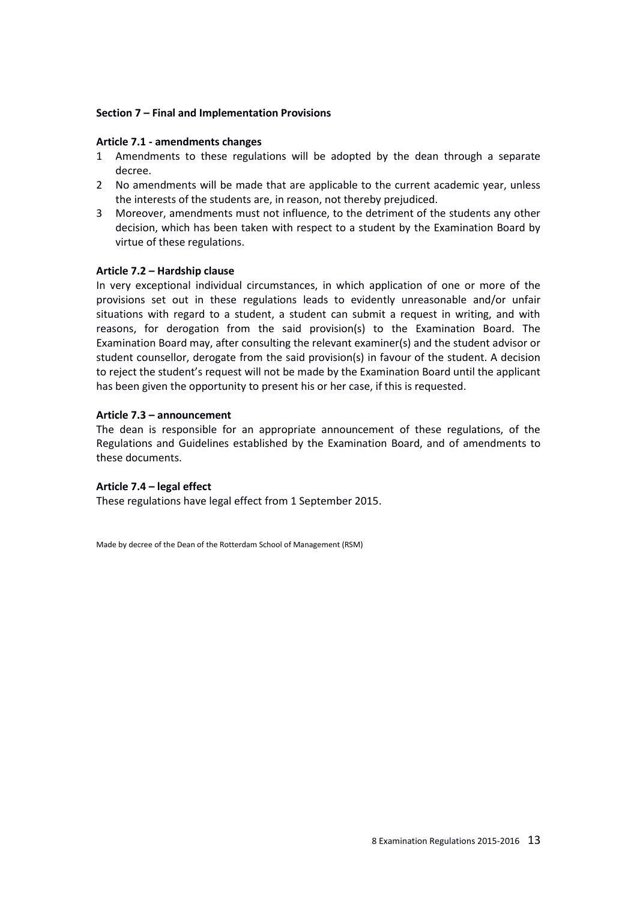## Section 7 – Final and Implementation Provisions

### Article 7.1 - amendments changes

1. Amendments to these regulations will be adopted by the dean through a separate decree.
2. No amendments will be made that are applicable to the current academic year, unless the interests of the students are, in reason, not thereby prejudiced.
3. Moreover, amendments must not influence, to the detriment of the students any other decision, which has been taken with respect to a student by the Examination Board by virtue of these regulations.

### Article 7.2 – Hardship clause

In very exceptional individual circumstances, in which application of one or more of the provisions set out in these regulations leads to evidently unreasonable and/or unfair situations with regard to a student, a student can submit a request in writing, and with reasons, for derogation from the said provision(s) to the Examination Board. The Examination Board may, after consulting the relevant examiner(s) and the student advisor or student counsellor, derogate from the said provision(s) in favour of the student. A decision to reject the student's request will not be made by the Examination Board until the applicant has been given the opportunity to present his or her case, if this is requested.

### Article 7.3 – announcement

The dean is responsible for an appropriate announcement of these regulations, of the Regulations and Guidelines established by the Examination Board, and of amendments to these documents.

### Article 7.4 – legal effect

These regulations have legal effect from 1 September 2015.

Made by decree of the Dean of the Rotterdam School of Management (RSM)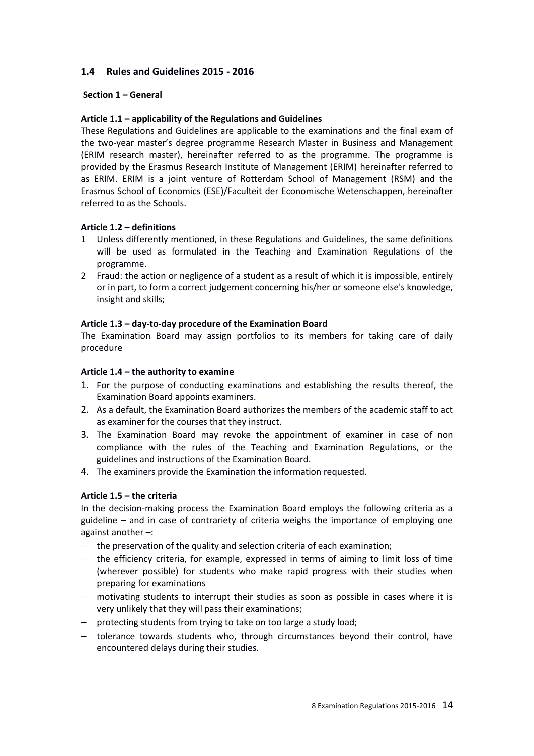## 1.4 Rules and Guidelines 2015 - 2016

### Section 1 – General

**Article 1.1 – applicability of the Regulations and Guidelines**

These Regulations and Guidelines are applicable to the examinations and the final exam of the two-year master's degree programme Research Master in Business and Management (ERIM research master), hereinafter referred to as the programme. The programme is provided by the Erasmus Research Institute of Management (ERIM) hereinafter referred to as ERIM. ERIM is a joint venture of Rotterdam School of Management (RSM) and the Erasmus School of Economics (ESE)/Faculteit der Economische Wetenschappen, hereinafter referred to as the Schools.

**Article 1.2 – definitions**

1. Unless differently mentioned, in these Regulations and Guidelines, the same definitions will be used as formulated in the Teaching and Examination Regulations of the programme.
2. Fraud: the action or negligence of a student as a result of which it is impossible, entirely or in part, to form a correct judgement concerning his/her or someone else's knowledge, insight and skills;

**Article 1.3 – day-to-day procedure of the Examination Board**

The Examination Board may assign portfolios to its members for taking care of daily procedure

**Article 1.4 – the authority to examine**

1. For the purpose of conducting examinations and establishing the results thereof, the Examination Board appoints examiners.
2. As a default, the Examination Board authorizes the members of the academic staff to act as examiner for the courses that they instruct.
3. The Examination Board may revoke the appointment of examiner in case of non compliance with the rules of the Teaching and Examination Regulations, or the guidelines and instructions of the Examination Board.
4. The examiners provide the Examination the information requested.

**Article 1.5 – the criteria**

In the decision-making process the Examination Board employs the following criteria as a guideline – and in case of contrariety of criteria weighs the importance of employing one against another –:

- the preservation of the quality and selection criteria of each examination;
- the efficiency criteria, for example, expressed in terms of aiming to limit loss of time (wherever possible) for students who make rapid progress with their studies when preparing for examinations
- motivating students to interrupt their studies as soon as possible in cases where it is very unlikely that they will pass their examinations;
- protecting students from trying to take on too large a study load;
- tolerance towards students who, through circumstances beyond their control, have encountered delays during their studies.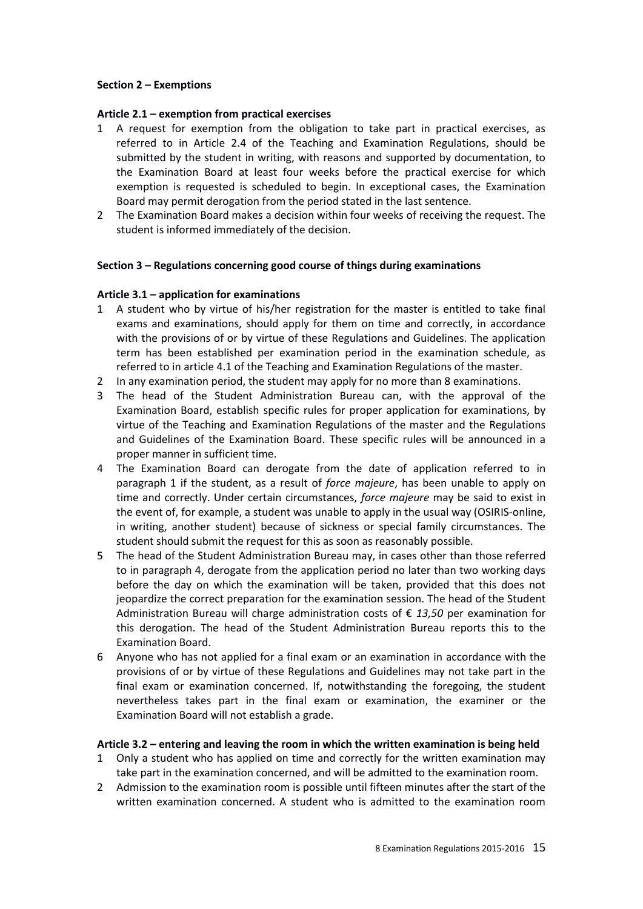**Section 2 – Exemptions**

**Article 2.1 – exemption from practical exercises**

1. A request for exemption from the obligation to take part in practical exercises, as referred to in Article 2.4 of the Teaching and Examination Regulations, should be submitted by the student in writing, with reasons and supported by documentation, to the Examination Board at least four weeks before the practical exercise for which exemption is requested is scheduled to begin. In exceptional cases, the Examination Board may permit derogation from the period stated in the last sentence.
2. The Examination Board makes a decision within four weeks of receiving the request. The student is informed immediately of the decision.

**Section 3 – Regulations concerning good course of things during examinations**

**Article 3.1 – application for examinations**

1. A student who by virtue of his/her registration for the master is entitled to take final exams and examinations, should apply for them on time and correctly, in accordance with the provisions of or by virtue of these Regulations and Guidelines. The application term has been established per examination period in the examination schedule, as referred to in article 4.1 of the Teaching and Examination Regulations of the master.
2. In any examination period, the student may apply for no more than 8 examinations.
3. The head of the Student Administration Bureau can, with the approval of the Examination Board, establish specific rules for proper application for examinations, by virtue of the Teaching and Examination Regulations of the master and the Regulations and Guidelines of the Examination Board. These specific rules will be announced in a proper manner in sufficient time.
4. The Examination Board can derogate from the date of application referred to in paragraph 1 if the student, as a result of *force majeure*, has been unable to apply on time and correctly. Under certain circumstances, *force majeure* may be said to exist in the event of, for example, a student was unable to apply in the usual way (OSIRIS-online, in writing, another student) because of sickness or special family circumstances. The student should submit the request for this as soon as reasonably possible.
5. The head of the Student Administration Bureau may, in cases other than those referred to in paragraph 4, derogate from the application period no later than two working days before the day on which the examination will be taken, provided that this does not jeopardize the correct preparation for the examination session. The head of the Student Administration Bureau will charge administration costs of € *13,50* per examination for this derogation. The head of the Student Administration Bureau reports this to the Examination Board.
6. Anyone who has not applied for a final exam or an examination in accordance with the provisions of or by virtue of these Regulations and Guidelines may not take part in the final exam or examination concerned. If, notwithstanding the foregoing, the student nevertheless takes part in the final exam or examination, the examiner or the Examination Board will not establish a grade.

**Article 3.2 – entering and leaving the room in which the written examination is being held**

1. Only a student who has applied on time and correctly for the written examination may take part in the examination concerned, and will be admitted to the examination room.
2. Admission to the examination room is possible until fifteen minutes after the start of the written examination concerned. A student who is admitted to the examination room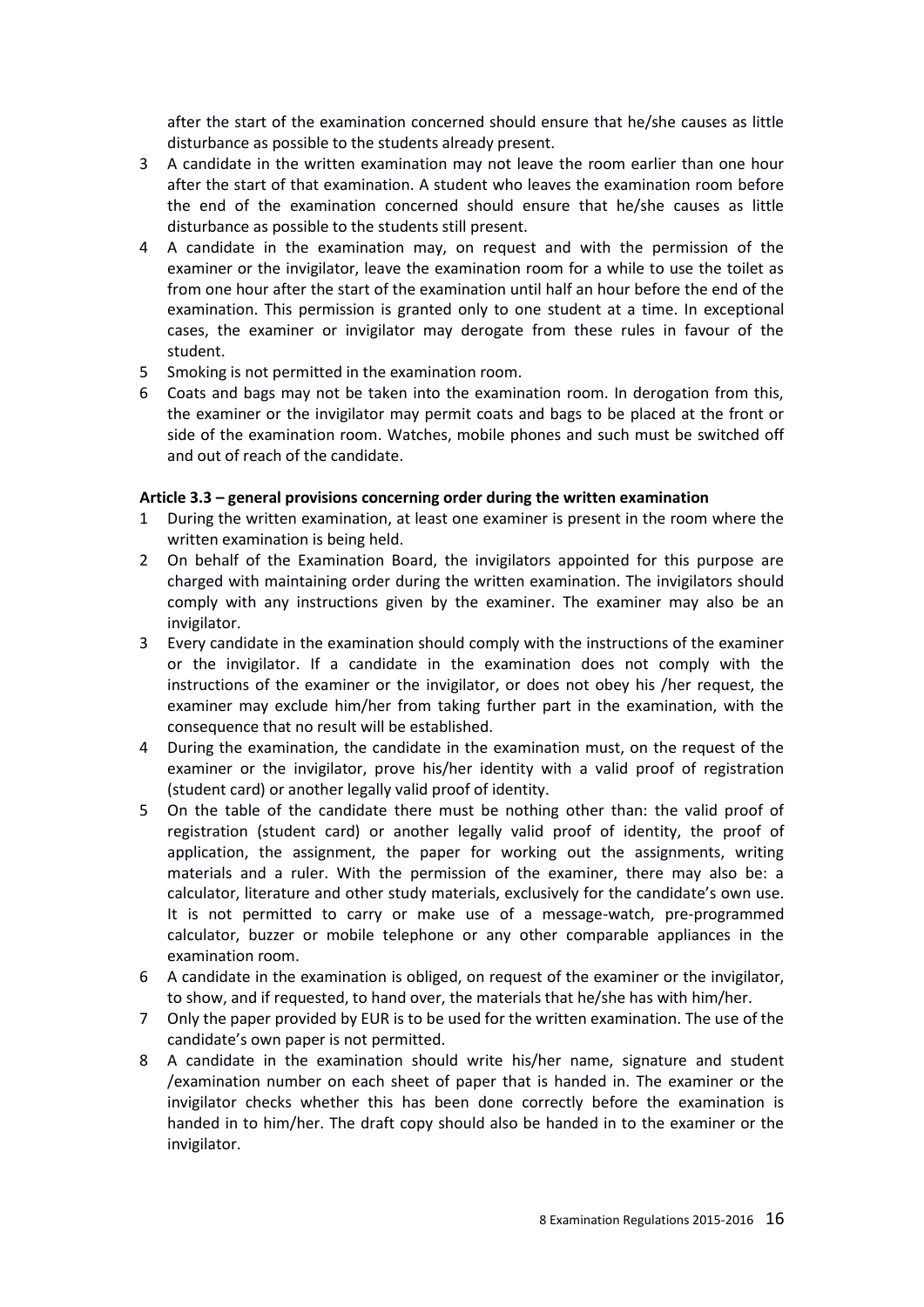after the start of the examination concerned should ensure that he/she causes as little disturbance as possible to the students already present.

3 A candidate in the written examination may not leave the room earlier than one hour after the start of that examination. A student who leaves the examination room before the end of the examination concerned should ensure that he/she causes as little disturbance as possible to the students still present.

4 A candidate in the examination may, on request and with the permission of the examiner or the invigilator, leave the examination room for a while to use the toilet as from one hour after the start of the examination until half an hour before the end of the examination. This permission is granted only to one student at a time. In exceptional cases, the examiner or invigilator may derogate from these rules in favour of the student.

5 Smoking is not permitted in the examination room.

6 Coats and bags may not be taken into the examination room. In derogation from this, the examiner or the invigilator may permit coats and bags to be placed at the front or side of the examination room. Watches, mobile phones and such must be switched off and out of reach of the candidate.

**Article 3.3 – general provisions concerning order during the written examination**

1 During the written examination, at least one examiner is present in the room where the written examination is being held.

2 On behalf of the Examination Board, the invigilators appointed for this purpose are charged with maintaining order during the written examination. The invigilators should comply with any instructions given by the examiner. The examiner may also be an invigilator.

3 Every candidate in the examination should comply with the instructions of the examiner or the invigilator. If a candidate in the examination does not comply with the instructions of the examiner or the invigilator, or does not obey his /her request, the examiner may exclude him/her from taking further part in the examination, with the consequence that no result will be established.

4 During the examination, the candidate in the examination must, on the request of the examiner or the invigilator, prove his/her identity with a valid proof of registration (student card) or another legally valid proof of identity.

5 On the table of the candidate there must be nothing other than: the valid proof of registration (student card) or another legally valid proof of identity, the proof of application, the assignment, the paper for working out the assignments, writing materials and a ruler. With the permission of the examiner, there may also be: a calculator, literature and other study materials, exclusively for the candidate's own use. It is not permitted to carry or make use of a message-watch, pre-programmed calculator, buzzer or mobile telephone or any other comparable appliances in the examination room.

6 A candidate in the examination is obliged, on request of the examiner or the invigilator, to show, and if requested, to hand over, the materials that he/she has with him/her.

7 Only the paper provided by EUR is to be used for the written examination. The use of the candidate's own paper is not permitted.

8 A candidate in the examination should write his/her name, signature and student /examination number on each sheet of paper that is handed in. The examiner or the invigilator checks whether this has been done correctly before the examination is handed in to him/her. The draft copy should also be handed in to the examiner or the invigilator.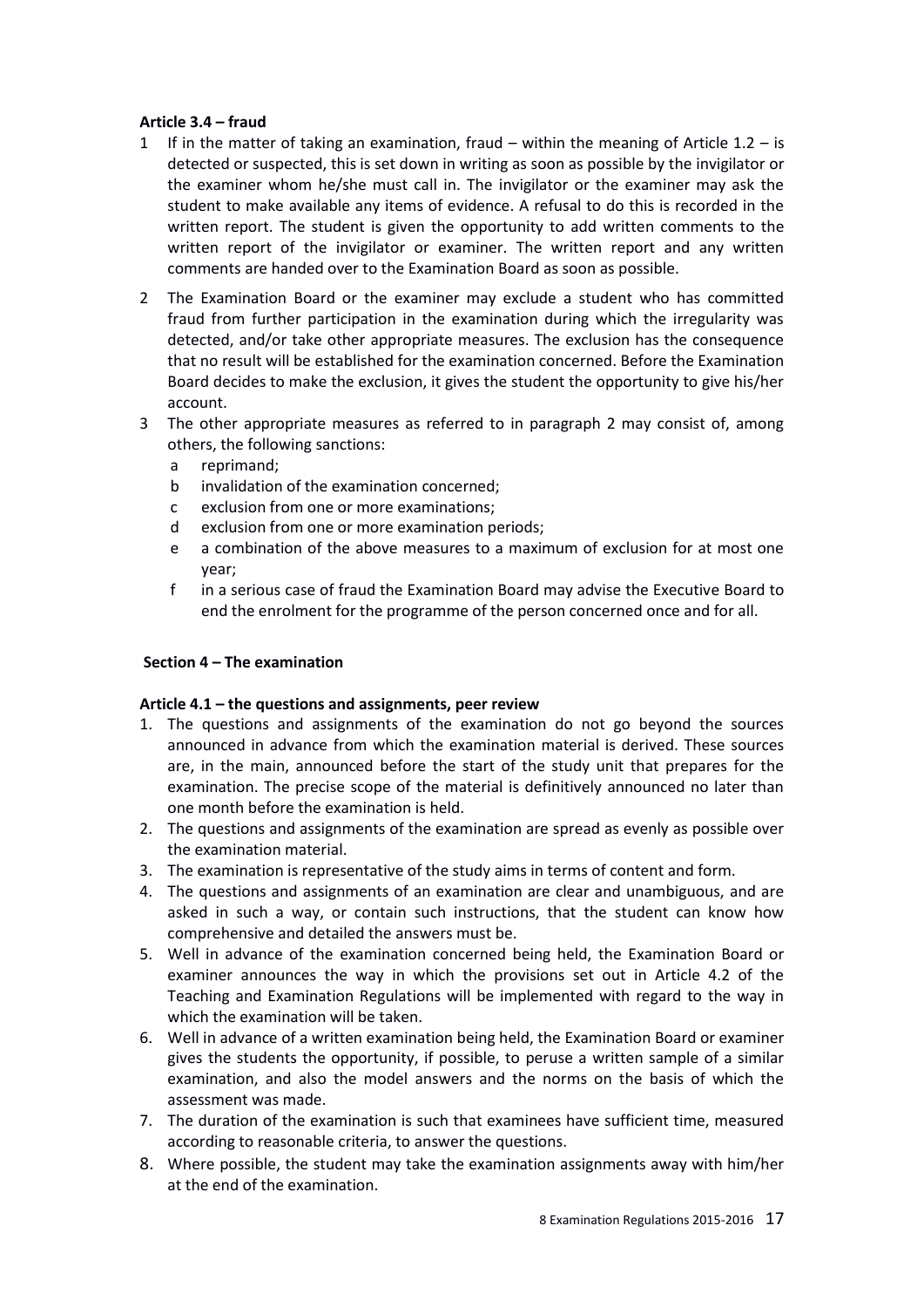### Article 3.4 – fraud

1. If in the matter of taking an examination, fraud – within the meaning of Article 1.2 – is detected or suspected, this is set down in writing as soon as possible by the invigilator or the examiner whom he/she must call in. The invigilator or the examiner may ask the student to make available any items of evidence. A refusal to do this is recorded in the written report. The student is given the opportunity to add written comments to the written report of the invigilator or examiner. The written report and any written comments are handed over to the Examination Board as soon as possible.
2. The Examination Board or the examiner may exclude a student who has committed fraud from further participation in the examination during which the irregularity was detected, and/or take other appropriate measures. The exclusion has the consequence that no result will be established for the examination concerned. Before the Examination Board decides to make the exclusion, it gives the student the opportunity to give his/her account.
3. The other appropriate measures as referred to in paragraph 2 may consist of, among others, the following sanctions:
   - a reprimand;
   - b invalidation of the examination concerned;
   - c exclusion from one or more examinations;
   - d exclusion from one or more examination periods;
   - e a combination of the above measures to a maximum of exclusion for at most one year;
   - f in a serious case of fraud the Examination Board may advise the Executive Board to end the enrolment for the programme of the person concerned once and for all.

## Section 4 – The examination

### Article 4.1 – the questions and assignments, peer review

1. The questions and assignments of the examination do not go beyond the sources announced in advance from which the examination material is derived. These sources are, in the main, announced before the start of the study unit that prepares for the examination. The precise scope of the material is definitively announced no later than one month before the examination is held.
2. The questions and assignments of the examination are spread as evenly as possible over the examination material.
3. The examination is representative of the study aims in terms of content and form.
4. The questions and assignments of an examination are clear and unambiguous, and are asked in such a way, or contain such instructions, that the student can know how comprehensive and detailed the answers must be.
5. Well in advance of the examination concerned being held, the Examination Board or examiner announces the way in which the provisions set out in Article 4.2 of the Teaching and Examination Regulations will be implemented with regard to the way in which the examination will be taken.
6. Well in advance of a written examination being held, the Examination Board or examiner gives the students the opportunity, if possible, to peruse a written sample of a similar examination, and also the model answers and the norms on the basis of which the assessment was made.
7. The duration of the examination is such that examinees have sufficient time, measured according to reasonable criteria, to answer the questions.
8. Where possible, the student may take the examination assignments away with him/her at the end of the examination.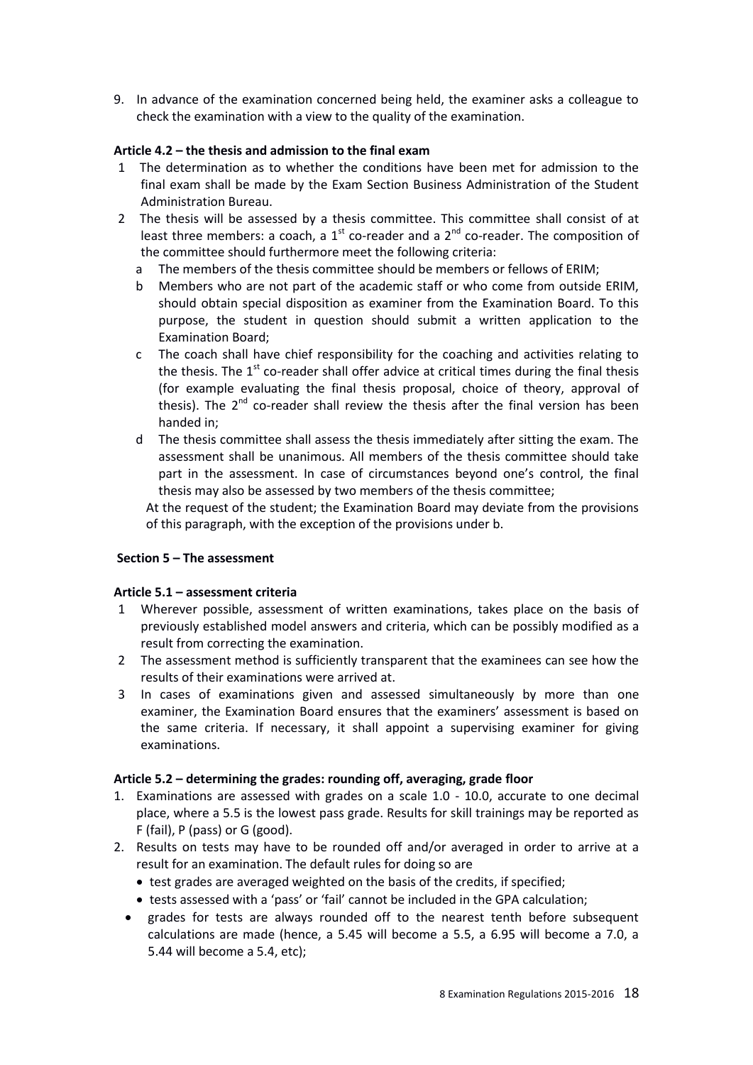9. In advance of the examination concerned being held, the examiner asks a colleague to check the examination with a view to the quality of the examination.

**Article 4.2 – the thesis and admission to the final exam**

1. The determination as to whether the conditions have been met for admission to the final exam shall be made by the Exam Section Business Administration of the Student Administration Bureau.
2. The thesis will be assessed by a thesis committee. This committee shall consist of at least three members: a coach, a 1st co-reader and a 2nd co-reader. The composition of the committee should furthermore meet the following criteria:
   a. The members of the thesis committee should be members or fellows of ERIM;
   b. Members who are not part of the academic staff or who come from outside ERIM, should obtain special disposition as examiner from the Examination Board. To this purpose, the student in question should submit a written application to the Examination Board;
   c. The coach shall have chief responsibility for the coaching and activities relating to the thesis. The 1st co-reader shall offer advice at critical times during the final thesis (for example evaluating the final thesis proposal, choice of theory, approval of thesis). The 2nd co-reader shall review the thesis after the final version has been handed in;
   d. The thesis committee shall assess the thesis immediately after sitting the exam. The assessment shall be unanimous. All members of the thesis committee should take part in the assessment. In case of circumstances beyond one's control, the final thesis may also be assessed by two members of the thesis committee;

   At the request of the student; the Examination Board may deviate from the provisions of this paragraph, with the exception of the provisions under b.

## Section 5 – The assessment

**Article 5.1 – assessment criteria**

1. Wherever possible, assessment of written examinations, takes place on the basis of previously established model answers and criteria, which can be possibly modified as a result from correcting the examination.
2. The assessment method is sufficiently transparent that the examinees can see how the results of their examinations were arrived at.
3. In cases of examinations given and assessed simultaneously by more than one examiner, the Examination Board ensures that the examiners' assessment is based on the same criteria. If necessary, it shall appoint a supervising examiner for giving examinations.

**Article 5.2 – determining the grades: rounding off, averaging, grade floor**

1. Examinations are assessed with grades on a scale 1.0 - 10.0, accurate to one decimal place, where a 5.5 is the lowest pass grade. Results for skill trainings may be reported as F (fail), P (pass) or G (good).
2. Results on tests may have to be rounded off and/or averaged in order to arrive at a result for an examination. The default rules for doing so are
   - test grades are averaged weighted on the basis of the credits, if specified;
   - tests assessed with a 'pass' or 'fail' cannot be included in the GPA calculation;
   - grades for tests are always rounded off to the nearest tenth before subsequent calculations are made (hence, a 5.45 will become a 5.5, a 6.95 will become a 7.0, a 5.44 will become a 5.4, etc);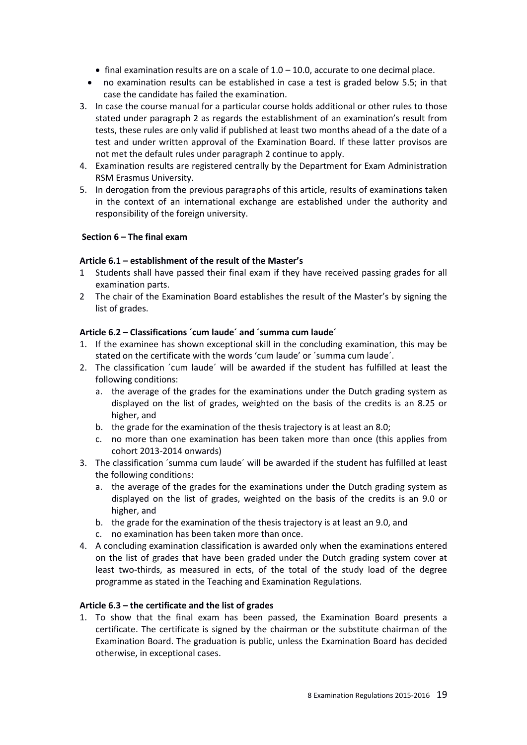- final examination results are on a scale of 1.0 – 10.0, accurate to one decimal place.
- no examination results can be established in case a test is graded below 5.5; in that case the candidate has failed the examination.

3. In case the course manual for a particular course holds additional or other rules to those stated under paragraph 2 as regards the establishment of an examination's result from tests, these rules are only valid if published at least two months ahead of a the date of a test and under written approval of the Examination Board. If these latter provisos are not met the default rules under paragraph 2 continue to apply.
4. Examination results are registered centrally by the Department for Exam Administration RSM Erasmus University.
5. In derogation from the previous paragraphs of this article, results of examinations taken in the context of an international exchange are established under the authority and responsibility of the foreign university.

## Section 6 – The final exam

### Article 6.1 – establishment of the result of the Master's

1. Students shall have passed their final exam if they have received passing grades for all examination parts.
2. The chair of the Examination Board establishes the result of the Master's by signing the list of grades.

### Article 6.2 – Classifications ´cum laude´ and ´summa cum laude´

1. If the examinee has shown exceptional skill in the concluding examination, this may be stated on the certificate with the words 'cum laude' or ´summa cum laude´.
2. The classification ´cum laude´ will be awarded if the student has fulfilled at least the following conditions:
   a. the average of the grades for the examinations under the Dutch grading system as displayed on the list of grades, weighted on the basis of the credits is an 8.25 or higher, and
   b. the grade for the examination of the thesis trajectory is at least an 8.0;
   c. no more than one examination has been taken more than once (this applies from cohort 2013-2014 onwards)
3. The classification ´summa cum laude´ will be awarded if the student has fulfilled at least the following conditions:
   a. the average of the grades for the examinations under the Dutch grading system as displayed on the list of grades, weighted on the basis of the credits is an 9.0 or higher, and
   b. the grade for the examination of the thesis trajectory is at least an 9.0, and
   c. no examination has been taken more than once.
4. A concluding examination classification is awarded only when the examinations entered on the list of grades that have been graded under the Dutch grading system cover at least two-thirds, as measured in ects, of the total of the study load of the degree programme as stated in the Teaching and Examination Regulations.

### Article 6.3 – the certificate and the list of grades

1. To show that the final exam has been passed, the Examination Board presents a certificate. The certificate is signed by the chairman or the substitute chairman of the Examination Board. The graduation is public, unless the Examination Board has decided otherwise, in exceptional cases.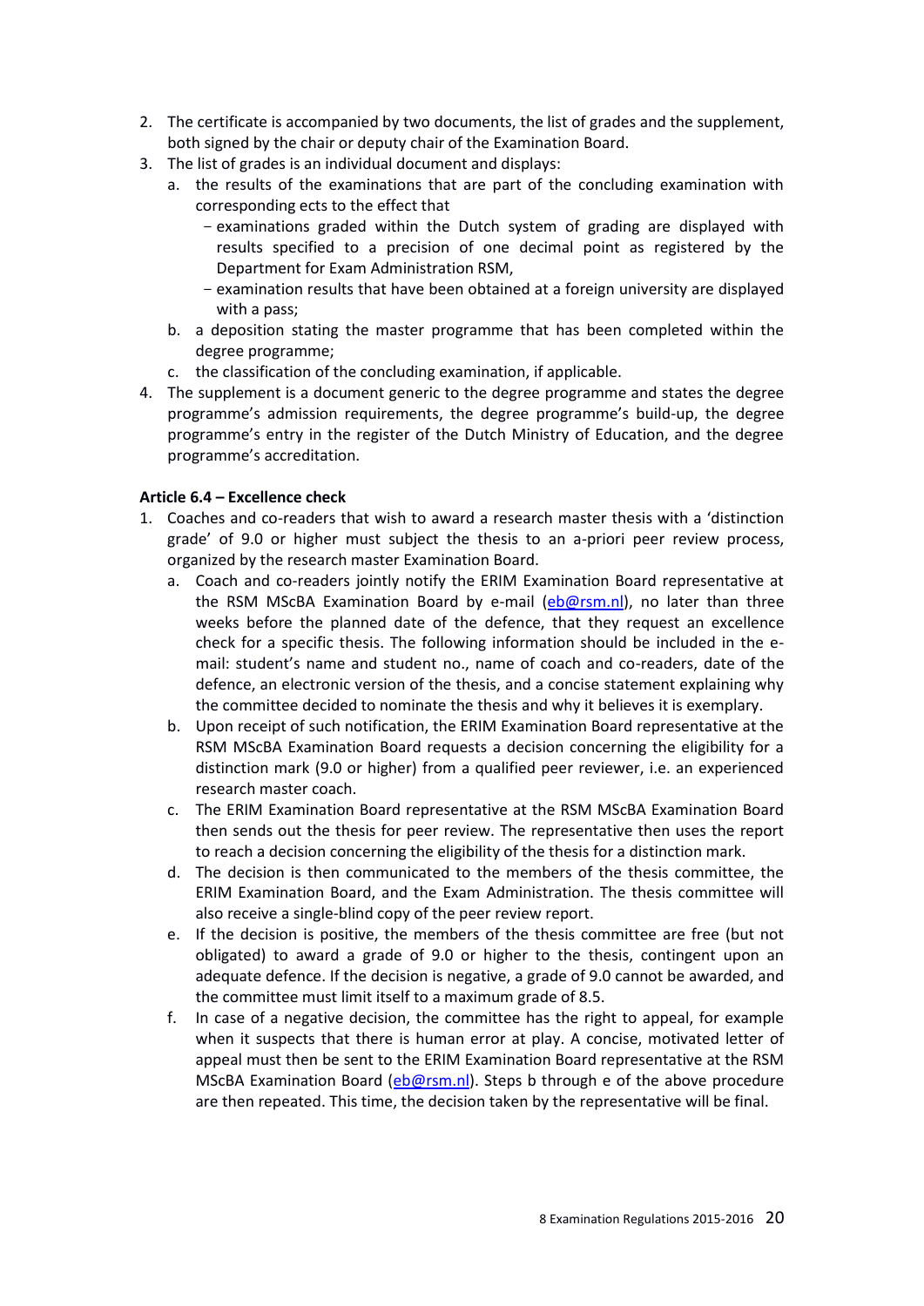2. The certificate is accompanied by two documents, the list of grades and the supplement, both signed by the chair or deputy chair of the Examination Board.
3. The list of grades is an individual document and displays:
   a. the results of the examinations that are part of the concluding examination with corresponding ects to the effect that
      - examinations graded within the Dutch system of grading are displayed with results specified to a precision of one decimal point as registered by the Department for Exam Administration RSM,
      - examination results that have been obtained at a foreign university are displayed with a pass;
   b. a deposition stating the master programme that has been completed within the degree programme;
   c. the classification of the concluding examination, if applicable.
4. The supplement is a document generic to the degree programme and states the degree programme's admission requirements, the degree programme's build-up, the degree programme's entry in the register of the Dutch Ministry of Education, and the degree programme's accreditation.

**Article 6.4 – Excellence check**

1. Coaches and co-readers that wish to award a research master thesis with a 'distinction grade' of 9.0 or higher must subject the thesis to an a-priori peer review process, organized by the research master Examination Board.
   a. Coach and co-readers jointly notify the ERIM Examination Board representative at the RSM MScBA Examination Board by e-mail (eb@rsm.nl), no later than three weeks before the planned date of the defence, that they request an excellence check for a specific thesis. The following information should be included in the e-mail: student's name and student no., name of coach and co-readers, date of the defence, an electronic version of the thesis, and a concise statement explaining why the committee decided to nominate the thesis and why it believes it is exemplary.
   b. Upon receipt of such notification, the ERIM Examination Board representative at the RSM MScBA Examination Board requests a decision concerning the eligibility for a distinction mark (9.0 or higher) from a qualified peer reviewer, i.e. an experienced research master coach.
   c. The ERIM Examination Board representative at the RSM MScBA Examination Board then sends out the thesis for peer review. The representative then uses the report to reach a decision concerning the eligibility of the thesis for a distinction mark.
   d. The decision is then communicated to the members of the thesis committee, the ERIM Examination Board, and the Exam Administration. The thesis committee will also receive a single-blind copy of the peer review report.
   e. If the decision is positive, the members of the thesis committee are free (but not obligated) to award a grade of 9.0 or higher to the thesis, contingent upon an adequate defence. If the decision is negative, a grade of 9.0 cannot be awarded, and the committee must limit itself to a maximum grade of 8.5.
   f. In case of a negative decision, the committee has the right to appeal, for example when it suspects that there is human error at play. A concise, motivated letter of appeal must then be sent to the ERIM Examination Board representative at the RSM MScBA Examination Board (eb@rsm.nl). Steps b through e of the above procedure are then repeated. This time, the decision taken by the representative will be final.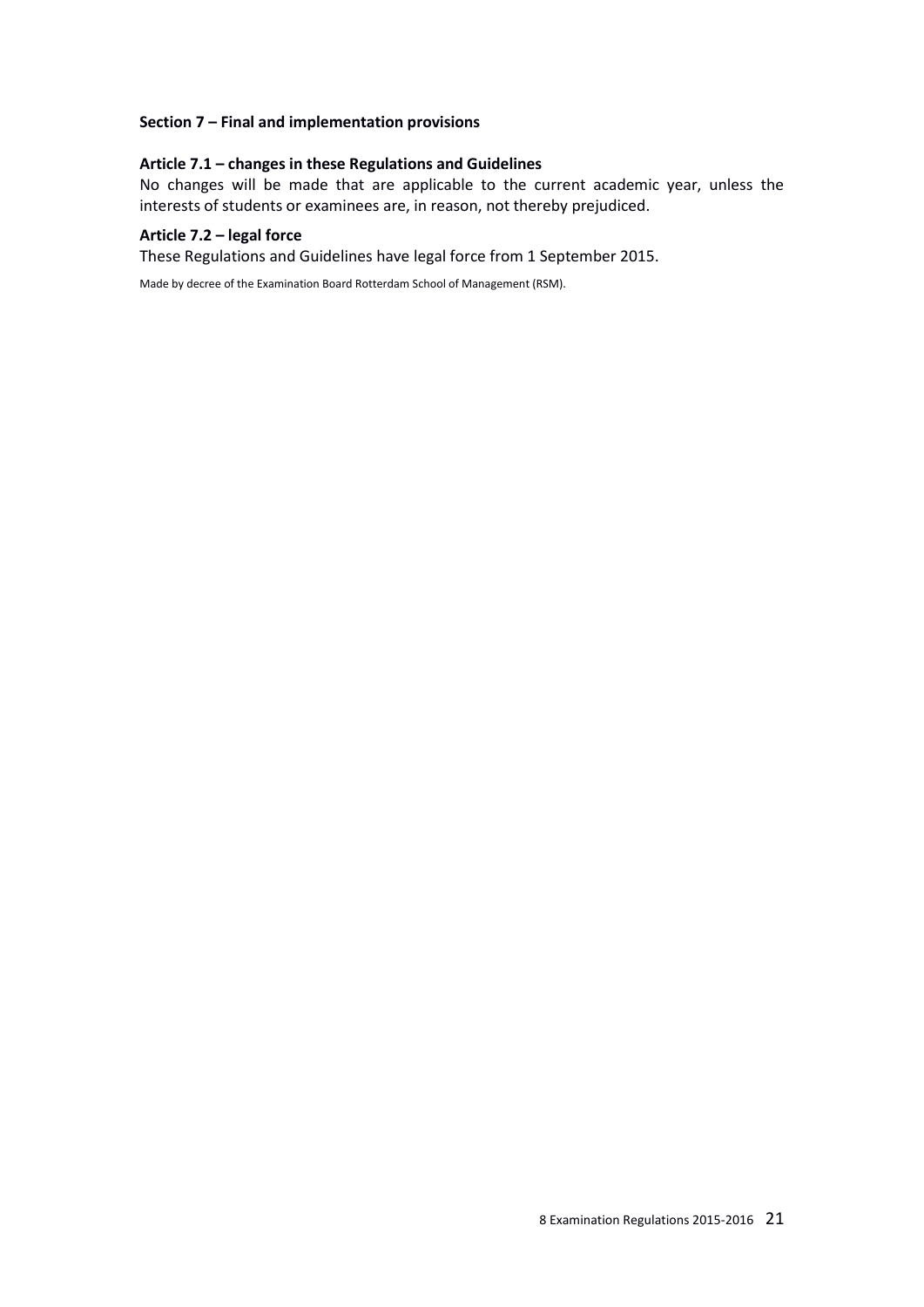## Section 7 – Final and implementation provisions

### Article 7.1 – changes in these Regulations and Guidelines

No changes will be made that are applicable to the current academic year, unless the interests of students or examinees are, in reason, not thereby prejudiced.

### Article 7.2 – legal force

These Regulations and Guidelines have legal force from 1 September 2015.

Made by decree of the Examination Board Rotterdam School of Management (RSM).